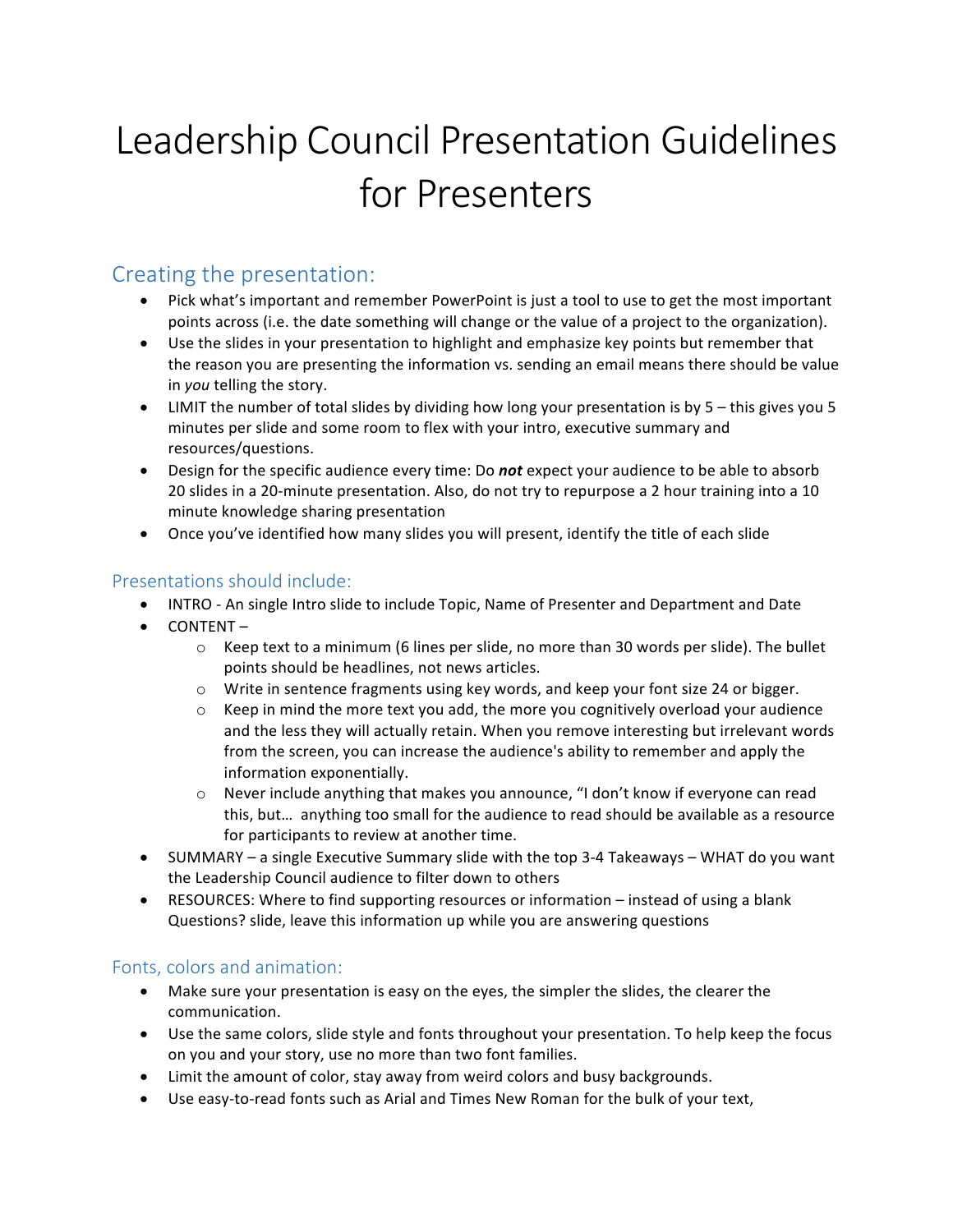# Leadership Council Presentation Guidelines for Presenters

## Creating the presentation:

- Pick what's important and remember PowerPoint is just a tool to use to get the most important points across (i.e. the date something will change or the value of a project to the organization).
- Use the slides in your presentation to highlight and emphasize key points but remember that the reason you are presenting the information vs. sending an email means there should be value in *you* telling the story.
- LIMIT the number of total slides by dividing how long your presentation is by 5 – this gives you 5 minutes per slide and some room to flex with your intro, executive summary and resources/questions.
- Design for the specific audience every time: Do ***not*** expect your audience to be able to absorb 20 slides in a 20-minute presentation. Also, do not try to repurpose a 2 hour training into a 10 minute knowledge sharing presentation
- Once you've identified how many slides you will present, identify the title of each slide

### Presentations should include:

- INTRO - An single Intro slide to include Topic, Name of Presenter and Department and Date
- CONTENT –
    - Keep text to a minimum (6 lines per slide, no more than 30 words per slide). The bullet points should be headlines, not news articles.
    - Write in sentence fragments using key words, and keep your font size 24 or bigger.
    - Keep in mind the more text you add, the more you cognitively overload your audience and the less they will actually retain. When you remove interesting but irrelevant words from the screen, you can increase the audience's ability to remember and apply the information exponentially.
    - Never include anything that makes you announce, "I don't know if everyone can read this, but… anything too small for the audience to read should be available as a resource for participants to review at another time.
- SUMMARY – a single Executive Summary slide with the top 3-4 Takeaways – WHAT do you want the Leadership Council audience to filter down to others
- RESOURCES: Where to find supporting resources or information – instead of using a blank Questions? slide, leave this information up while you are answering questions

### Fonts, colors and animation:

- Make sure your presentation is easy on the eyes, the simpler the slides, the clearer the communication.
- Use the same colors, slide style and fonts throughout your presentation. To help keep the focus on you and your story, use no more than two font families.
- Limit the amount of color, stay away from weird colors and busy backgrounds.
- Use easy-to-read fonts such as Arial and Times New Roman for the bulk of your text,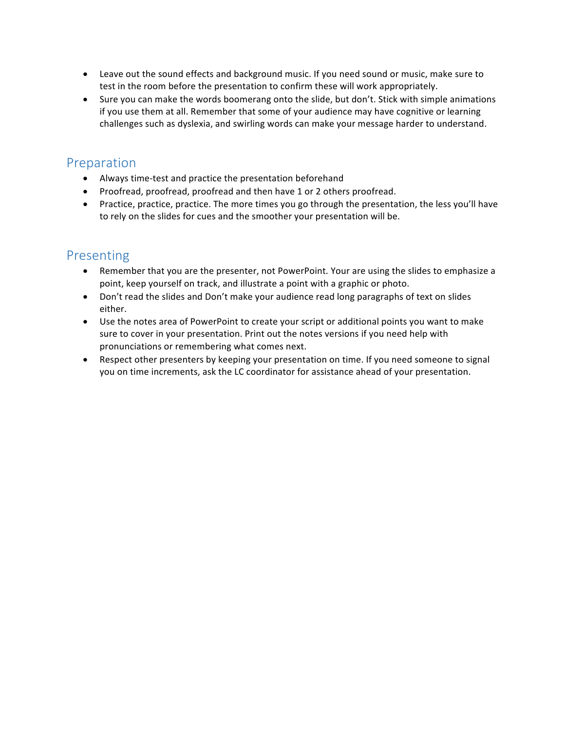- Leave out the sound effects and background music. If you need sound or music, make sure to test in the room before the presentation to confirm these will work appropriately.
- Sure you can make the words boomerang onto the slide, but don't. Stick with simple animations if you use them at all. Remember that some of your audience may have cognitive or learning challenges such as dyslexia, and swirling words can make your message harder to understand.

## Preparation

- Always time-test and practice the presentation beforehand
- Proofread, proofread, proofread and then have 1 or 2 others proofread.
- Practice, practice, practice. The more times you go through the presentation, the less you'll have to rely on the slides for cues and the smoother your presentation will be.

## Presenting

- Remember that you are the presenter, not PowerPoint. Your are using the slides to emphasize a point, keep yourself on track, and illustrate a point with a graphic or photo.
- Don't read the slides and Don't make your audience read long paragraphs of text on slides either.
- Use the notes area of PowerPoint to create your script or additional points you want to make sure to cover in your presentation. Print out the notes versions if you need help with pronunciations or remembering what comes next.
- Respect other presenters by keeping your presentation on time. If you need someone to signal you on time increments, ask the LC coordinator for assistance ahead of your presentation.